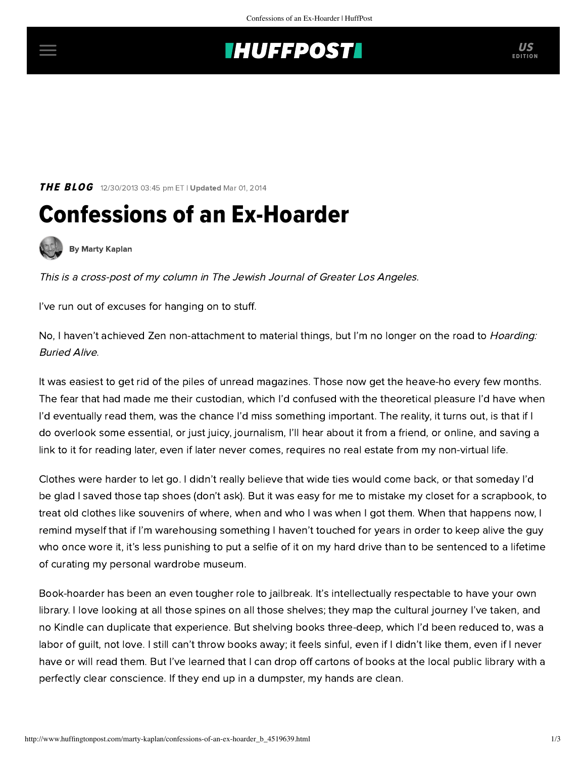THE BLOG 12/30/2013 03:45 pm ET | Updated Mar 01, 2014

# Confessions of an Ex-Hoarder

By Marty Kaplan

*This is a cross-post of my column in The Jewish Journal of Greater Los Angeles.*

I've run out of excuses for hanging on to stuff.

No, I haven't achieved Zen non-attachment to material things, but I'm no longer on the road to *Hoarding: Buried Alive*.

It was easiest to get rid of the piles of unread magazines. Those now get the heave-ho every few months. The fear that had made me their custodian, which I'd confused with the theoretical pleasure I'd have when I'd eventually read them, was the chance I'd miss something important. The reality, it turns out, is that if I do overlook some essential, or just juicy, journalism, I'll hear about it from a friend, or online, and saving a link to it for reading later, even if later never comes, requires no real estate from my non-virtual life.

Clothes were harder to let go. I didn't really believe that wide ties would come back, or that someday I'd be glad I saved those tap shoes (don't ask). But it was easy for me to mistake my closet for a scrapbook, to treat old clothes like souvenirs of where, when and who I was when I got them. When that happens now, I remind myself that if I'm warehousing something I haven't touched for years in order to keep alive the guy who once wore it, it's less punishing to put a selfie of it on my hard drive than to be sentenced to a lifetime of curating my personal wardrobe museum.

Book-hoarder has been an even tougher role to jailbreak. It's intellectually respectable to have your own library. I love looking at all those spines on all those shelves; they map the cultural journey I've taken, and no Kindle can duplicate that experience. But shelving books three-deep, which I'd been reduced to, was a labor of guilt, not love. I still can't throw books away; it feels sinful, even if I didn't like them, even if I never have or will read them. But I've learned that I can drop off cartons of books at the local public library with a perfectly clear conscience. If they end up in a dumpster, my hands are clean.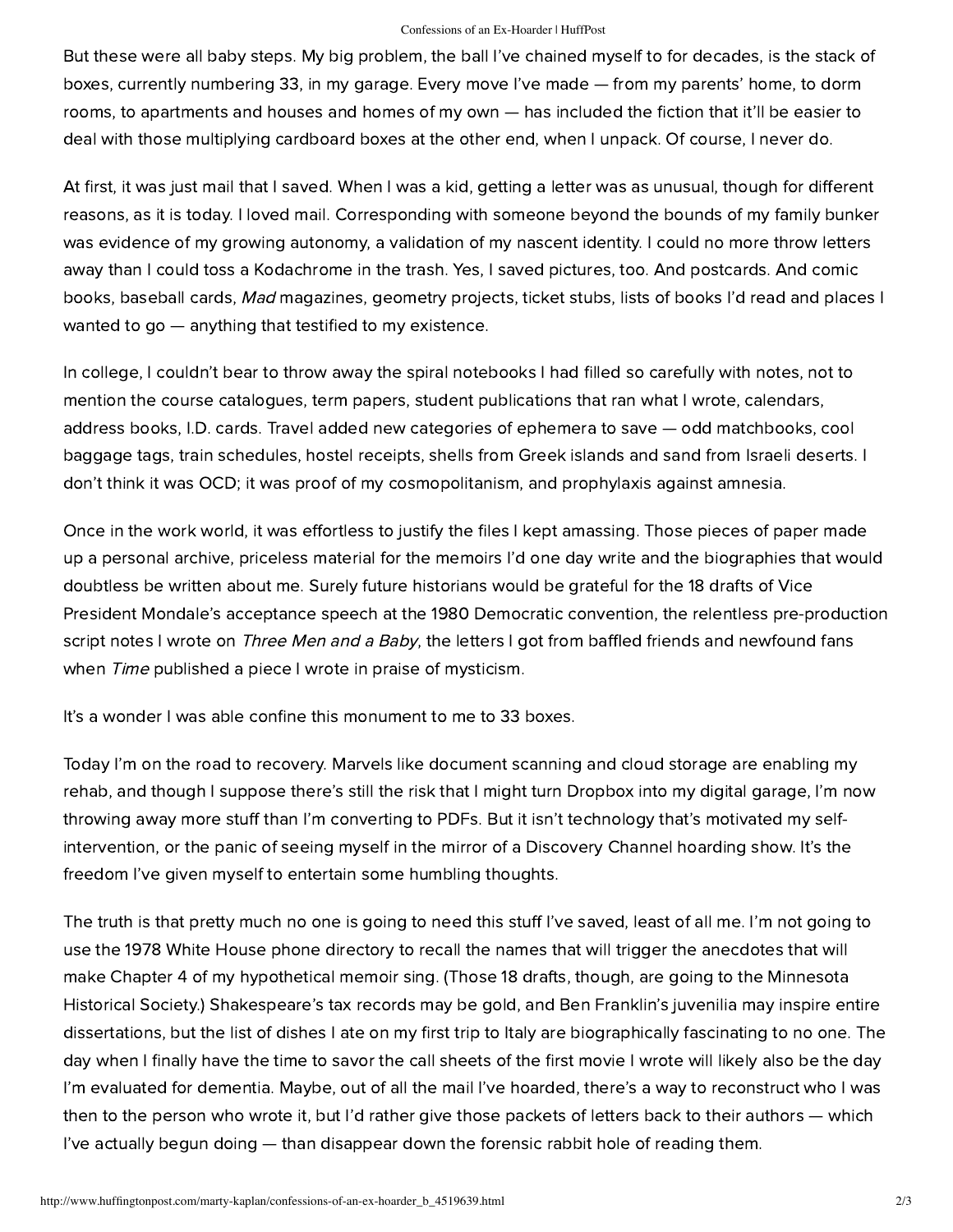But these were all baby steps. My big problem, the ball I've chained myself to for decades, is the stack of boxes, currently numbering 33, in my garage. Every move I've made — from my parents' home, to dorm rooms, to apartments and houses and homes of my own — has included the fiction that it'll be easier to deal with those multiplying cardboard boxes at the other end, when I unpack. Of course, I never do.

At first, it was just mail that I saved. When I was a kid, getting a letter was as unusual, though for different reasons, as it is today. I loved mail. Corresponding with someone beyond the bounds of my family bunker was evidence of my growing autonomy, a validation of my nascent identity. I could no more throw letters away than I could toss a Kodachrome in the trash. Yes, I saved pictures, too. And postcards. And comic books, baseball cards, *Mad* magazines, geometry projects, ticket stubs, lists of books I'd read and places I wanted to go — anything that testified to my existence.

In college, I couldn't bear to throw away the spiral notebooks I had filled so carefully with notes, not to mention the course catalogues, term papers, student publications that ran what I wrote, calendars, address books, I.D. cards. Travel added new categories of ephemera to save — odd matchbooks, cool baggage tags, train schedules, hostel receipts, shells from Greek islands and sand from Israeli deserts. I don't think it was OCD; it was proof of my cosmopolitanism, and prophylaxis against amnesia.

Once in the work world, it was effortless to justify the files I kept amassing. Those pieces of paper made up a personal archive, priceless material for the memoirs I'd one day write and the biographies that would doubtless be written about me. Surely future historians would be grateful for the 18 drafts of Vice President Mondale's acceptance speech at the 1980 Democratic convention, the relentless pre-production script notes I wrote on *Three Men and a Baby*, the letters I got from baffled friends and newfound fans when *Time* published a piece I wrote in praise of mysticism.

It's a wonder I was able confine this monument to me to 33 boxes.

Today I'm on the road to recovery. Marvels like document scanning and cloud storage are enabling my rehab, and though I suppose there's still the risk that I might turn Dropbox into my digital garage, I'm now throwing away more stuff than I'm converting to PDFs. But it isn't technology that's motivated my self-intervention, or the panic of seeing myself in the mirror of a Discovery Channel hoarding show. It's the freedom I've given myself to entertain some humbling thoughts.

The truth is that pretty much no one is going to need this stuff I've saved, least of all me. I'm not going to use the 1978 White House phone directory to recall the names that will trigger the anecdotes that will make Chapter 4 of my hypothetical memoir sing. (Those 18 drafts, though, are going to the Minnesota Historical Society.) Shakespeare's tax records may be gold, and Ben Franklin's juvenilia may inspire entire dissertations, but the list of dishes I ate on my first trip to Italy are biographically fascinating to no one. The day when I finally have the time to savor the call sheets of the first movie I wrote will likely also be the day I'm evaluated for dementia. Maybe, out of all the mail I've hoarded, there's a way to reconstruct who I was then to the person who wrote it, but I'd rather give those packets of letters back to their authors — which I've actually begun doing — than disappear down the forensic rabbit hole of reading them.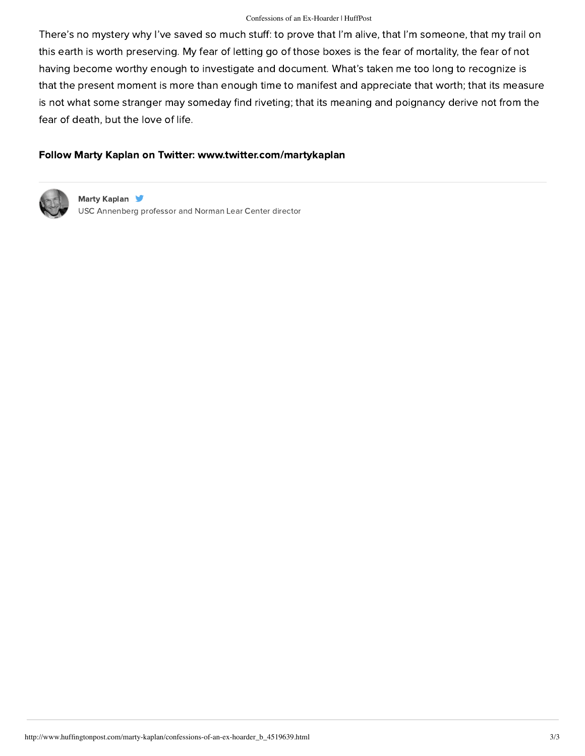There's no mystery why I've saved so much stuff: to prove that I'm alive, that I'm someone, that my trail on this earth is worth preserving. My fear of letting go of those boxes is the fear of mortality, the fear of not having become worthy enough to investigate and document. What's taken me too long to recognize is that the present moment is more than enough time to manifest and appreciate that worth; that its measure is not what some stranger may someday find riveting; that its meaning and poignancy derive not from the fear of death, but the love of life.

**Follow Marty Kaplan on Twitter: www.twitter.com/martykaplan**

---

**Marty Kaplan**
USC Annenberg professor and Norman Lear Center director